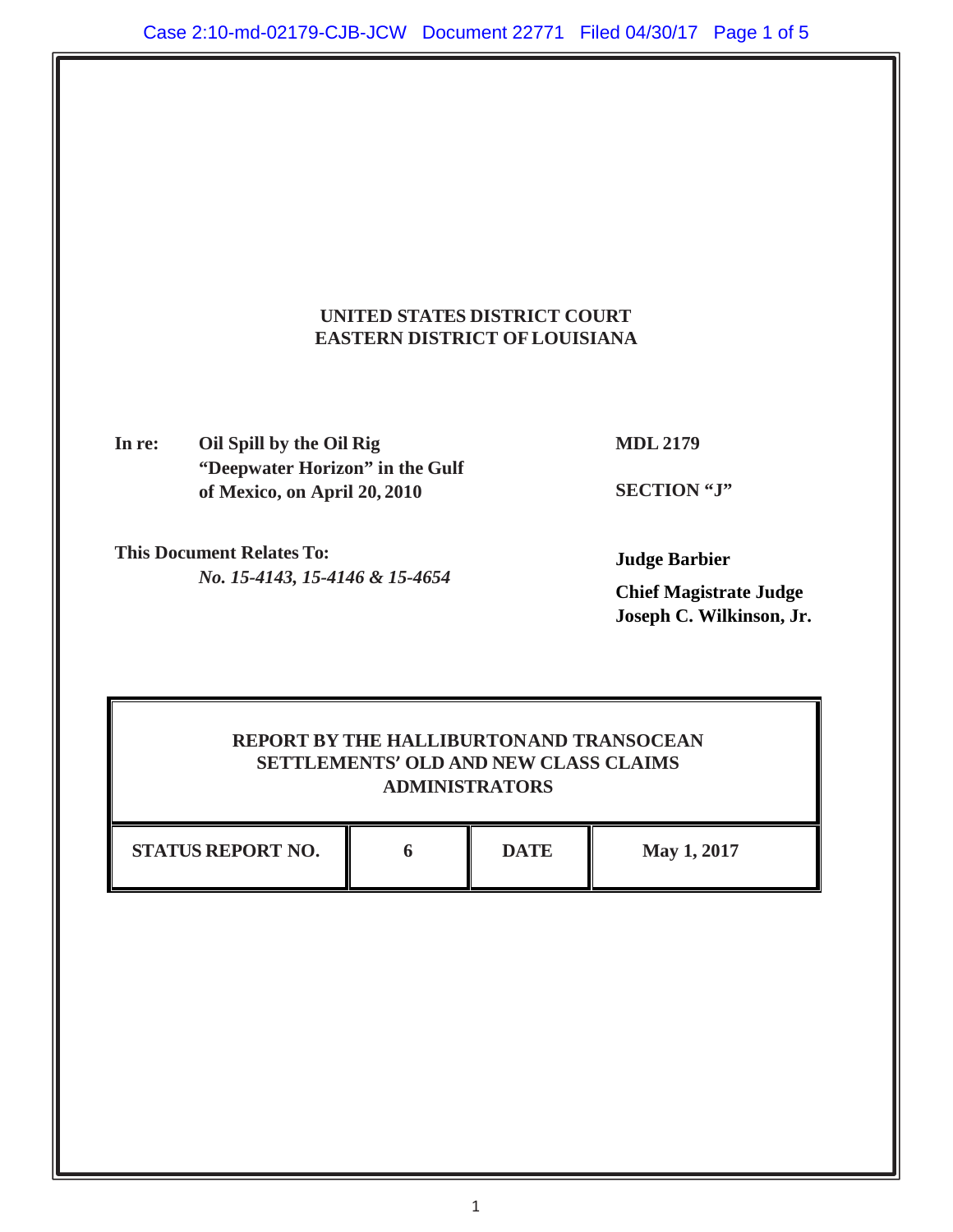**UNITED STATES DISTRICT COURT**
**EASTERN DISTRICT OF LOUISIANA**

| | |
|---|---|
| **In re: Oil Spill by the Oil Rig "Deepwater Horizon" in the Gulf of Mexico, on April 20, 2010** | **MDL 2179** |
| | **SECTION "J"** |
| **This Document Relates To:** *No. 15-4143, 15-4146 & 15-4654* | **Judge Barbier** |
| | **Chief Magistrate Judge Joseph C. Wilkinson, Jr.** |

**REPORT BY THE HALLIBURTON AND TRANSOCEAN SETTLEMENTS' OLD AND NEW CLASS CLAIMS ADMINISTRATORS**

| STATUS REPORT NO. | 6 | DATE | May 1, 2017 |
|---|---|---|---|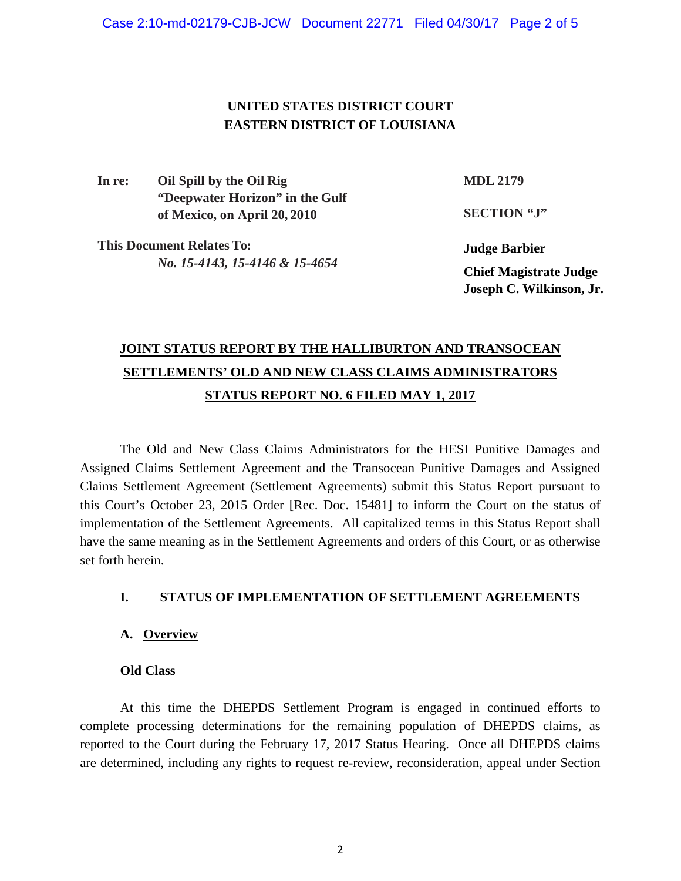**UNITED STATES DISTRICT COURT**
**EASTERN DISTRICT OF LOUISIANA**

| | | |
|---|---|---|
| **In re:** | **Oil Spill by the Oil Rig "Deepwater Horizon" in the Gulf of Mexico, on April 20, 2010** | **MDL 2179** |
| | | **SECTION "J"** |
| **This Document Relates To:** | *No. 15-4143, 15-4146 & 15-4654* | **Judge Barbier** |
| | | **Chief Magistrate Judge Joseph C. Wilkinson, Jr.** |

**<u>JOINT STATUS REPORT BY THE HALLIBURTON AND TRANSOCEAN SETTLEMENTS' OLD AND NEW CLASS CLAIMS ADMINISTRATORS STATUS REPORT NO. 6 FILED MAY 1, 2017</u>**

The Old and New Class Claims Administrators for the HESI Punitive Damages and Assigned Claims Settlement Agreement and the Transocean Punitive Damages and Assigned Claims Settlement Agreement (Settlement Agreements) submit this Status Report pursuant to this Court's October 23, 2015 Order [Rec. Doc. 15481] to inform the Court on the status of implementation of the Settlement Agreements. All capitalized terms in this Status Report shall have the same meaning as in the Settlement Agreements and orders of this Court, or as otherwise set forth herein.

## I. STATUS OF IMPLEMENTATION OF SETTLEMENT AGREEMENTS

### A. <u>Overview</u>

**Old Class**

At this time the DHEPDS Settlement Program is engaged in continued efforts to complete processing determinations for the remaining population of DHEPDS claims, as reported to the Court during the February 17, 2017 Status Hearing. Once all DHEPDS claims are determined, including any rights to request re-review, reconsideration, appeal under Section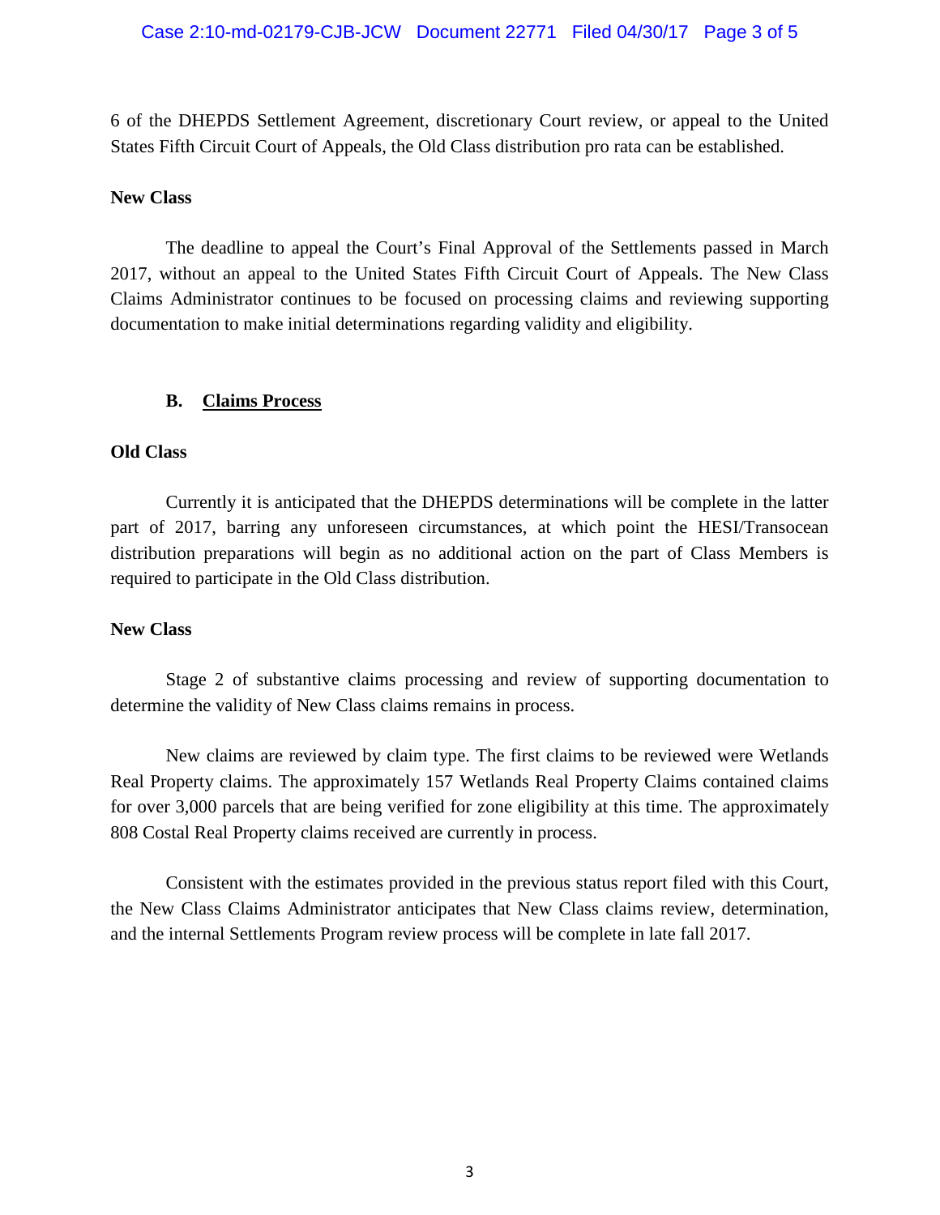6 of the DHEPDS Settlement Agreement, discretionary Court review, or appeal to the United States Fifth Circuit Court of Appeals, the Old Class distribution pro rata can be established.

**New Class**

The deadline to appeal the Court's Final Approval of the Settlements passed in March 2017, without an appeal to the United States Fifth Circuit Court of Appeals. The New Class Claims Administrator continues to be focused on processing claims and reviewing supporting documentation to make initial determinations regarding validity and eligibility.

### B. <u>Claims Process</u>

**Old Class**

Currently it is anticipated that the DHEPDS determinations will be complete in the latter part of 2017, barring any unforeseen circumstances, at which point the HESI/Transocean distribution preparations will begin as no additional action on the part of Class Members is required to participate in the Old Class distribution.

**New Class**

Stage 2 of substantive claims processing and review of supporting documentation to determine the validity of New Class claims remains in process.

New claims are reviewed by claim type. The first claims to be reviewed were Wetlands Real Property claims. The approximately 157 Wetlands Real Property Claims contained claims for over 3,000 parcels that are being verified for zone eligibility at this time. The approximately 808 Costal Real Property claims received are currently in process.

Consistent with the estimates provided in the previous status report filed with this Court, the New Class Claims Administrator anticipates that New Class claims review, determination, and the internal Settlements Program review process will be complete in late fall 2017.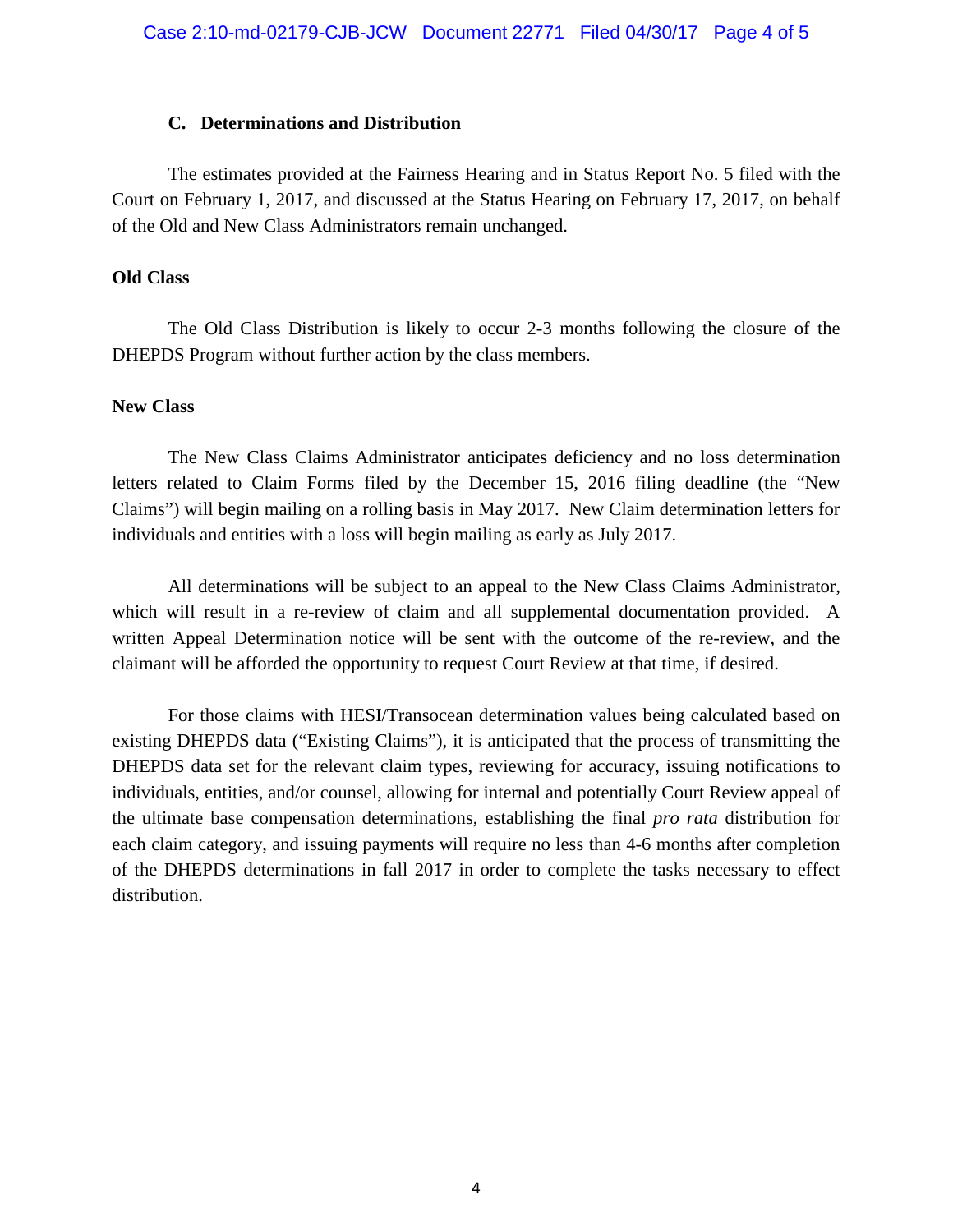### C. Determinations and Distribution

The estimates provided at the Fairness Hearing and in Status Report No. 5 filed with the Court on February 1, 2017, and discussed at the Status Hearing on February 17, 2017, on behalf of the Old and New Class Administrators remain unchanged.

**Old Class**

The Old Class Distribution is likely to occur 2-3 months following the closure of the DHEPDS Program without further action by the class members.

**New Class**

The New Class Claims Administrator anticipates deficiency and no loss determination letters related to Claim Forms filed by the December 15, 2016 filing deadline (the "New Claims") will begin mailing on a rolling basis in May 2017. New Claim determination letters for individuals and entities with a loss will begin mailing as early as July 2017.

All determinations will be subject to an appeal to the New Class Claims Administrator, which will result in a re-review of claim and all supplemental documentation provided. A written Appeal Determination notice will be sent with the outcome of the re-review, and the claimant will be afforded the opportunity to request Court Review at that time, if desired.

For those claims with HESI/Transocean determination values being calculated based on existing DHEPDS data ("Existing Claims"), it is anticipated that the process of transmitting the DHEPDS data set for the relevant claim types, reviewing for accuracy, issuing notifications to individuals, entities, and/or counsel, allowing for internal and potentially Court Review appeal of the ultimate base compensation determinations, establishing the final *pro rata* distribution for each claim category, and issuing payments will require no less than 4-6 months after completion of the DHEPDS determinations in fall 2017 in order to complete the tasks necessary to effect distribution.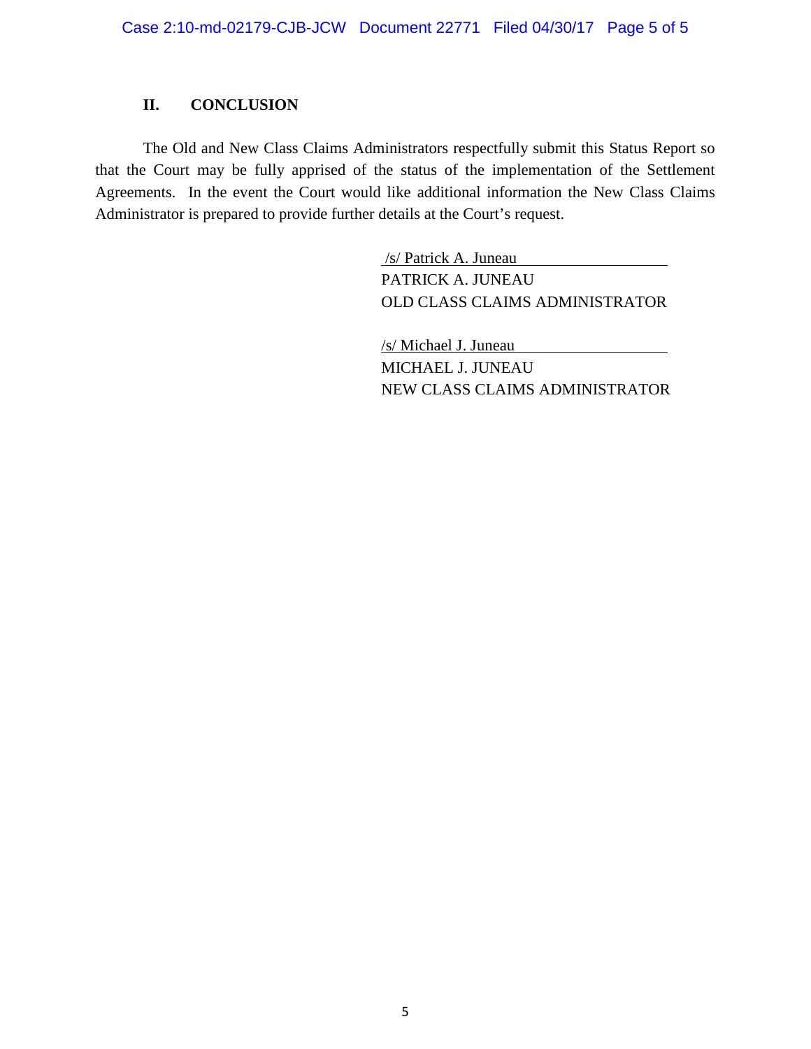## II. CONCLUSION

The Old and New Class Claims Administrators respectfully submit this Status Report so that the Court may be fully apprised of the status of the implementation of the Settlement Agreements. In the event the Court would like additional information the New Class Claims Administrator is prepared to provide further details at the Court's request.

/s/ Patrick A. Juneau
PATRICK A. JUNEAU
OLD CLASS CLAIMS ADMINISTRATOR

/s/ Michael J. Juneau
MICHAEL J. JUNEAU
NEW CLASS CLAIMS ADMINISTRATOR